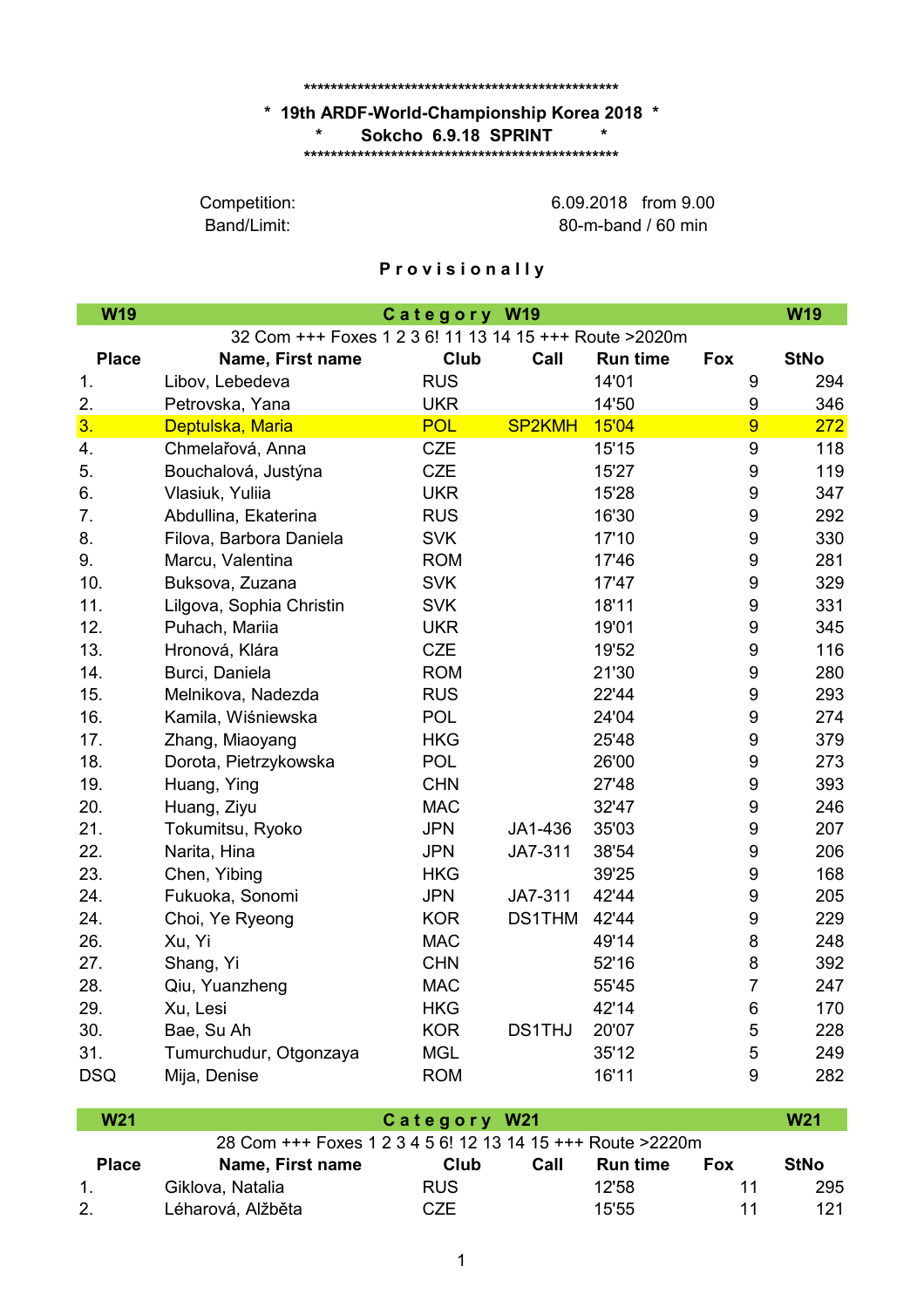**************************************************

\* 19th ARDF-World-Championship Korea 2018 \*

\* Sokcho 6.9.18 SPRINT \*

**************************************************

Competition: 6.09.2018 from 9.00

Band/Limit: 80-m-band / 60 min

**P r o v i s i o n a l l y**

| W19 | Category W19 | | | | | W19 |
|---|---|---|---|---|---|---|
| | 32 Com +++ Foxes 1 2 3 6! 11 13 14 15 +++ Route >2020m | | | | | |
| **Place** | **Name, First name** | **Club** | **Call** | **Run time** | **Fox** | **StNo** |
| 1. | Libov, Lebedeva | RUS | | 14'01 | 9 | 294 |
| 2. | Petrovska, Yana | UKR | | 14'50 | 9 | 346 |
| 3. | Deptulska, Maria | POL | SP2KMH | 15'04 | 9 | 272 |
| 4. | Chmelařová, Anna | CZE | | 15'15 | 9 | 118 |
| 5. | Bouchalová, Justýna | CZE | | 15'27 | 9 | 119 |
| 6. | Vlasiuk, Yuliia | UKR | | 15'28 | 9 | 347 |
| 7. | Abdullina, Ekaterina | RUS | | 16'30 | 9 | 292 |
| 8. | Filova, Barbora Daniela | SVK | | 17'10 | 9 | 330 |
| 9. | Marcu, Valentina | ROM | | 17'46 | 9 | 281 |
| 10. | Buksova, Zuzana | SVK | | 17'47 | 9 | 329 |
| 11. | Lilgova, Sophia Christin | SVK | | 18'11 | 9 | 331 |
| 12. | Puhach, Mariia | UKR | | 19'01 | 9 | 345 |
| 13. | Hronová, Klára | CZE | | 19'52 | 9 | 116 |
| 14. | Burci, Daniela | ROM | | 21'30 | 9 | 280 |
| 15. | Melnikova, Nadezda | RUS | | 22'44 | 9 | 293 |
| 16. | Kamila, Wiśniewska | POL | | 24'04 | 9 | 274 |
| 17. | Zhang, Miaoyang | HKG | | 25'48 | 9 | 379 |
| 18. | Dorota, Pietrzykowska | POL | | 26'00 | 9 | 273 |
| 19. | Huang, Ying | CHN | | 27'48 | 9 | 393 |
| 20. | Huang, Ziyu | MAC | | 32'47 | 9 | 246 |
| 21. | Tokumitsu, Ryoko | JPN | JA1-436 | 35'03 | 9 | 207 |
| 22. | Narita, Hina | JPN | JA7-311 | 38'54 | 9 | 206 |
| 23. | Chen, Yibing | HKG | | 39'25 | 9 | 168 |
| 24. | Fukuoka, Sonomi | JPN | JA7-311 | 42'44 | 9 | 205 |
| 24. | Choi, Ye Ryeong | KOR | DS1THM | 42'44 | 9 | 229 |
| 26. | Xu, Yi | MAC | | 49'14 | 8 | 248 |
| 27. | Shang, Yi | CHN | | 52'16 | 8 | 392 |
| 28. | Qiu, Yuanzheng | MAC | | 55'45 | 7 | 247 |
| 29. | Xu, Lesi | HKG | | 42'14 | 6 | 170 |
| 30. | Bae, Su Ah | KOR | DS1THJ | 20'07 | 5 | 228 |
| 31. | Tumurchudur, Otgonzaya | MGL | | 35'12 | 5 | 249 |
| DSQ | Mija, Denise | ROM | | 16'11 | 9 | 282 |

| W21 | Category W21 | | | | | W21 |
|---|---|---|---|---|---|---|
| | 28 Com +++ Foxes 1 2 3 4 5 6! 12 13 14 15 +++ Route >2220m | | | | | |
| **Place** | **Name, First name** | **Club** | **Call** | **Run time** | **Fox** | **StNo** |
| 1. | Giklova, Natalia | RUS | | 12'58 | 11 | 295 |
| 2. | Léharová, Alžběta | CZE | | 15'55 | 11 | 121 |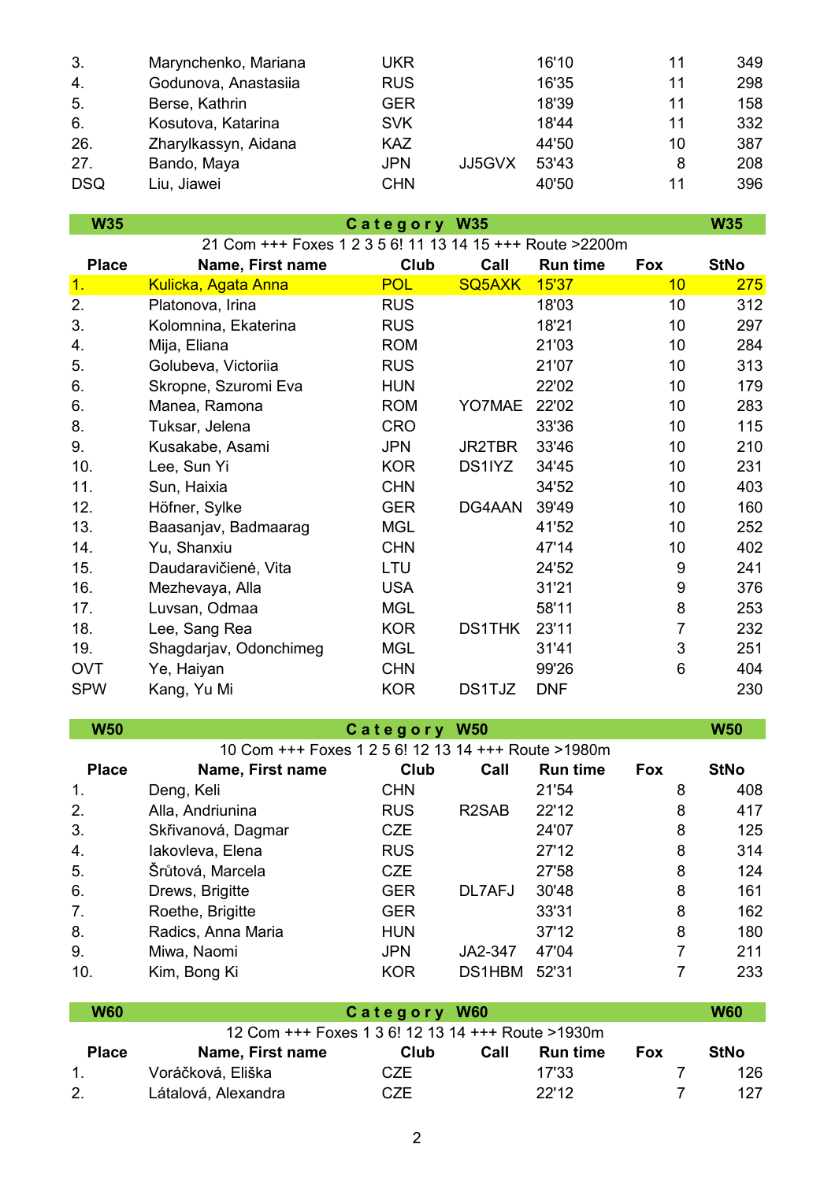| | | | | | | |
|---|---|---|---|---|---|---|
| 3. | Marynchenko, Mariana | UKR | | 16'10 | 11 | 349 |
| 4. | Godunova, Anastasiia | RUS | | 16'35 | 11 | 298 |
| 5. | Berse, Kathrin | GER | | 18'39 | 11 | 158 |
| 6. | Kosutova, Katarina | SVK | | 18'44 | 11 | 332 |
| 26. | Zharylkassyn, Aidana | KAZ | | 44'50 | 10 | 387 |
| 27. | Bando, Maya | JPN | JJ5GVX | 53'43 | 8 | 208 |
| DSQ | Liu, Jiawei | CHN | | 40'50 | 11 | 396 |

## Category W35

21 Com +++ Foxes 1 2 3 5 6! 11 13 14 15 +++ Route >2200m

| Place | Name, First name | Club | Call | Run time | Fox | StNo |
|---|---|---|---|---|---|---|
| 1. | Kulicka, Agata Anna | POL | SQ5AXK | 15'37 | 10 | 275 |
| 2. | Platonova, Irina | RUS | | 18'03 | 10 | 312 |
| 3. | Kolomnina, Ekaterina | RUS | | 18'21 | 10 | 297 |
| 4. | Mija, Eliana | ROM | | 21'03 | 10 | 284 |
| 5. | Golubeva, Victoriia | RUS | | 21'07 | 10 | 313 |
| 6. | Skropne, Szuromi Eva | HUN | | 22'02 | 10 | 179 |
| 6. | Manea, Ramona | ROM | YO7MAE | 22'02 | 10 | 283 |
| 8. | Tuksar, Jelena | CRO | | 33'36 | 10 | 115 |
| 9. | Kusakabe, Asami | JPN | JR2TBR | 33'46 | 10 | 210 |
| 10. | Lee, Sun Yi | KOR | DS1IYZ | 34'45 | 10 | 231 |
| 11. | Sun, Haixia | CHN | | 34'52 | 10 | 403 |
| 12. | Höfner, Sylke | GER | DG4AAN | 39'49 | 10 | 160 |
| 13. | Baasanjav, Badmaarag | MGL | | 41'52 | 10 | 252 |
| 14. | Yu, Shanxiu | CHN | | 47'14 | 10 | 402 |
| 15. | Daudaravičienė, Vita | LTU | | 24'52 | 9 | 241 |
| 16. | Mezhevaya, Alla | USA | | 31'21 | 9 | 376 |
| 17. | Luvsan, Odmaa | MGL | | 58'11 | 8 | 253 |
| 18. | Lee, Sang Rea | KOR | DS1THK | 23'11 | 7 | 232 |
| 19. | Shagdarjav, Odonchimeg | MGL | | 31'41 | 3 | 251 |
| OVT | Ye, Haiyan | CHN | | 99'26 | 6 | 404 |
| SPW | Kang, Yu Mi | KOR | DS1TJZ | DNF | | 230 |

## Category W50

10 Com +++ Foxes 1 2 5 6! 12 13 14 +++ Route >1980m

| Place | Name, First name | Club | Call | Run time | Fox | StNo |
|---|---|---|---|---|---|---|
| 1. | Deng, Keli | CHN | | 21'54 | 8 | 408 |
| 2. | Alla, Andriunina | RUS | R2SAB | 22'12 | 8 | 417 |
| 3. | Skřivanová, Dagmar | CZE | | 24'07 | 8 | 125 |
| 4. | Iakovleva, Elena | RUS | | 27'12 | 8 | 314 |
| 5. | Šrůtová, Marcela | CZE | | 27'58 | 8 | 124 |
| 6. | Drews, Brigitte | GER | DL7AFJ | 30'48 | 8 | 161 |
| 7. | Roethe, Brigitte | GER | | 33'31 | 8 | 162 |
| 8. | Radics, Anna Maria | HUN | | 37'12 | 8 | 180 |
| 9. | Miwa, Naomi | JPN | JA2-347 | 47'04 | 7 | 211 |
| 10. | Kim, Bong Ki | KOR | DS1HBM | 52'31 | 7 | 233 |

## Category W60

12 Com +++ Foxes 1 3 6! 12 13 14 +++ Route >1930m

| Place | Name, First name | Club | Call | Run time | Fox | StNo |
|---|---|---|---|---|---|---|
| 1. | Voráčková, Eliška | CZE | | 17'33 | 7 | 126 |
| 2. | Látalová, Alexandra | CZE | | 22'12 | 7 | 127 |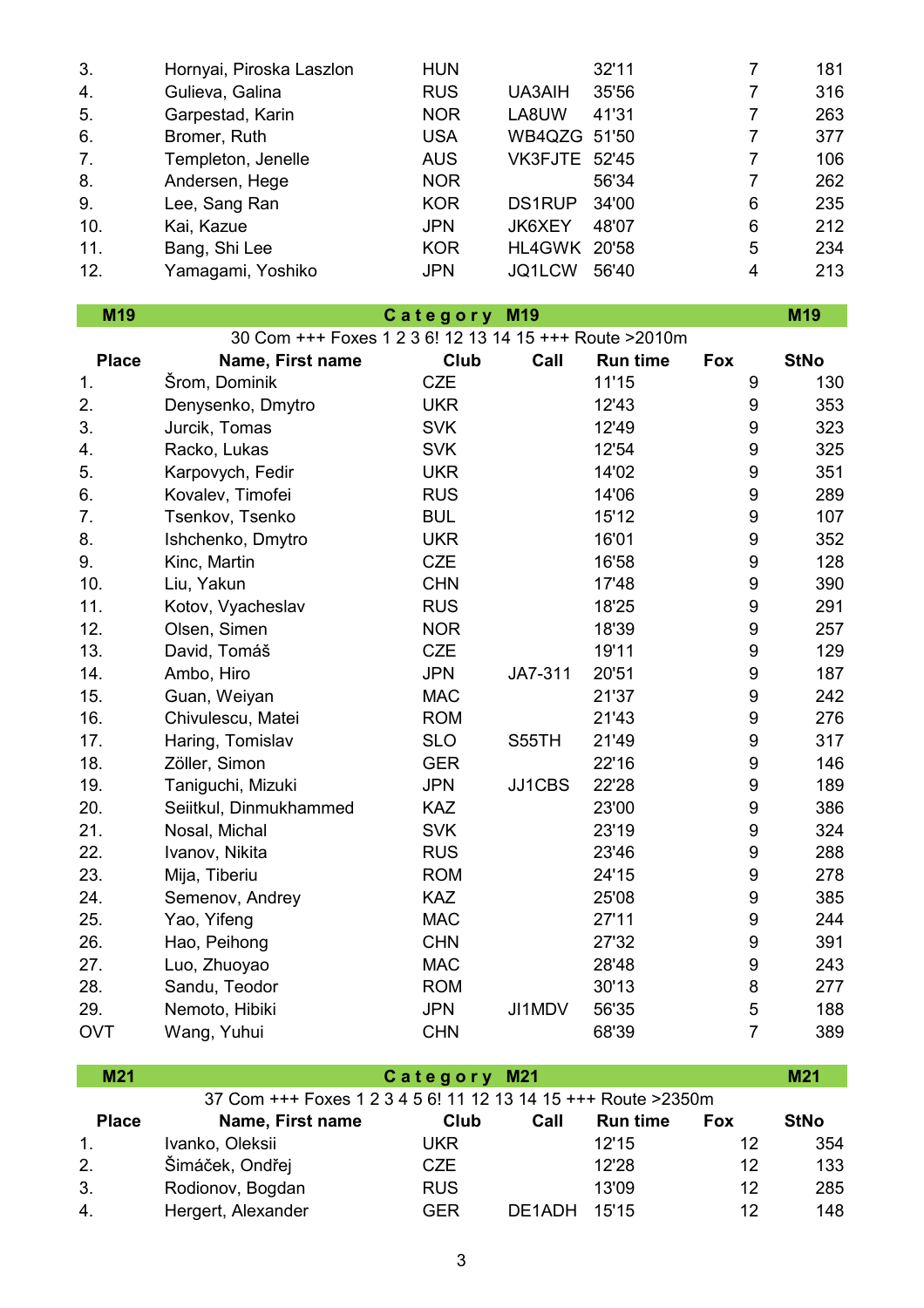| | | | | | | |
|---|---|---|---|---|---|---|
| 3. | Hornyai, Piroska Laszlon | HUN | | 32'11 | 7 | 181 |
| 4. | Gulieva, Galina | RUS | UA3AIH | 35'56 | 7 | 316 |
| 5. | Garpestad, Karin | NOR | LA8UW | 41'31 | 7 | 263 |
| 6. | Bromer, Ruth | USA | WB4QZG | 51'50 | 7 | 377 |
| 7. | Templeton, Jenelle | AUS | VK3FJTE | 52'45 | 7 | 106 |
| 8. | Andersen, Hege | NOR | | 56'34 | 7 | 262 |
| 9. | Lee, Sang Ran | KOR | DS1RUP | 34'00 | 6 | 235 |
| 10. | Kai, Kazue | JPN | JK6XEY | 48'07 | 6 | 212 |
| 11. | Bang, Shi Lee | KOR | HL4GWK | 20'58 | 5 | 234 |
| 12. | Yamagami, Yoshiko | JPN | JQ1LCW | 56'40 | 4 | 213 |

## M19 — Category M19

30 Com +++ Foxes 1 2 3 6! 12 13 14 15 +++ Route >2010m

| Place | Name, First name | Club | Call | Run time | Fox | StNo |
|---|---|---|---|---|---|---|
| 1. | Šrom, Dominik | CZE | | 11'15 | 9 | 130 |
| 2. | Denysenko, Dmytro | UKR | | 12'43 | 9 | 353 |
| 3. | Jurcik, Tomas | SVK | | 12'49 | 9 | 323 |
| 4. | Racko, Lukas | SVK | | 12'54 | 9 | 325 |
| 5. | Karpovych, Fedir | UKR | | 14'02 | 9 | 351 |
| 6. | Kovalev, Timofei | RUS | | 14'06 | 9 | 289 |
| 7. | Tsenkov, Tsenko | BUL | | 15'12 | 9 | 107 |
| 8. | Ishchenko, Dmytro | UKR | | 16'01 | 9 | 352 |
| 9. | Kinc, Martin | CZE | | 16'58 | 9 | 128 |
| 10. | Liu, Yakun | CHN | | 17'48 | 9 | 390 |
| 11. | Kotov, Vyacheslav | RUS | | 18'25 | 9 | 291 |
| 12. | Olsen, Simen | NOR | | 18'39 | 9 | 257 |
| 13. | David, Tomáš | CZE | | 19'11 | 9 | 129 |
| 14. | Ambo, Hiro | JPN | JA7-311 | 20'51 | 9 | 187 |
| 15. | Guan, Weiyan | MAC | | 21'37 | 9 | 242 |
| 16. | Chivulescu, Matei | ROM | | 21'43 | 9 | 276 |
| 17. | Haring, Tomislav | SLO | S55TH | 21'49 | 9 | 317 |
| 18. | Zöller, Simon | GER | | 22'16 | 9 | 146 |
| 19. | Taniguchi, Mizuki | JPN | JJ1CBS | 22'28 | 9 | 189 |
| 20. | Seiitkul, Dinmukhammed | KAZ | | 23'00 | 9 | 386 |
| 21. | Nosal, Michal | SVK | | 23'19 | 9 | 324 |
| 22. | Ivanov, Nikita | RUS | | 23'46 | 9 | 288 |
| 23. | Mija, Tiberiu | ROM | | 24'15 | 9 | 278 |
| 24. | Semenov, Andrey | KAZ | | 25'08 | 9 | 385 |
| 25. | Yao, Yifeng | MAC | | 27'11 | 9 | 244 |
| 26. | Hao, Peihong | CHN | | 27'32 | 9 | 391 |
| 27. | Luo, Zhuoyao | MAC | | 28'48 | 9 | 243 |
| 28. | Sandu, Teodor | ROM | | 30'13 | 8 | 277 |
| 29. | Nemoto, Hibiki | JPN | JI1MDV | 56'35 | 5 | 188 |
| OVT | Wang, Yuhui | CHN | | 68'39 | 7 | 389 |

## M21 — Category M21

37 Com +++ Foxes 1 2 3 4 5 6! 11 12 13 14 15 +++ Route >2350m

| Place | Name, First name | Club | Call | Run time | Fox | StNo |
|---|---|---|---|---|---|---|
| 1. | Ivanko, Oleksii | UKR | | 12'15 | 12 | 354 |
| 2. | Šimáček, Ondřej | CZE | | 12'28 | 12 | 133 |
| 3. | Rodionov, Bogdan | RUS | | 13'09 | 12 | 285 |
| 4. | Hergert, Alexander | GER | DE1ADH | 15'15 | 12 | 148 |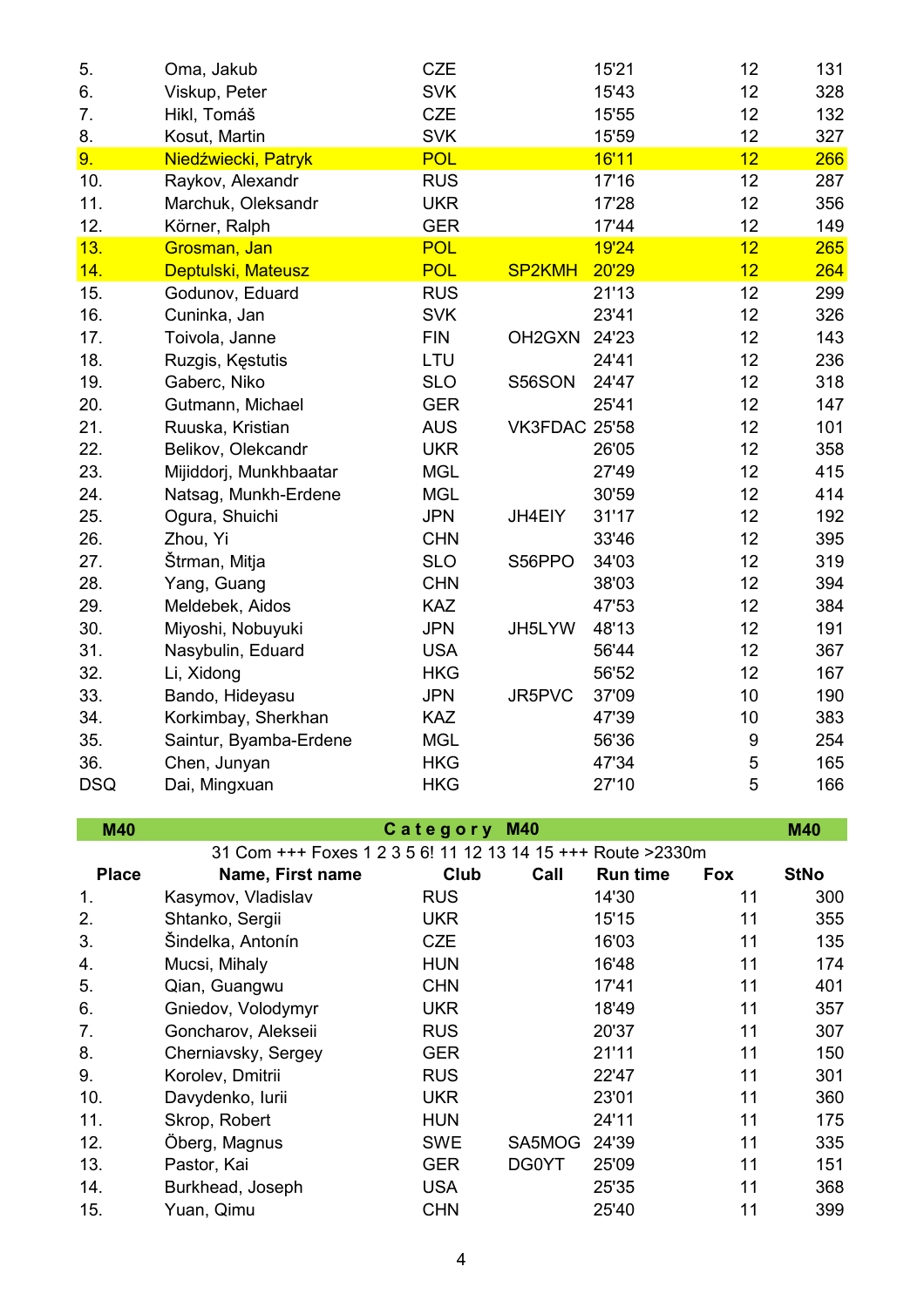| Place | Name, First name | Club | Call | Run time | Fox | StNo |
|---|---|---|---|---|---|---|
| 5. | Oma, Jakub | CZE | | 15'21 | 12 | 131 |
| 6. | Viskup, Peter | SVK | | 15'43 | 12 | 328 |
| 7. | Hikl, Tomáš | CZE | | 15'55 | 12 | 132 |
| 8. | Kosut, Martin | SVK | | 15'59 | 12 | 327 |
| 9. | Niedźwiecki, Patryk | POL | | 16'11 | 12 | 266 |
| 10. | Raykov, Alexandr | RUS | | 17'16 | 12 | 287 |
| 11. | Marchuk, Oleksandr | UKR | | 17'28 | 12 | 356 |
| 12. | Körner, Ralph | GER | | 17'44 | 12 | 149 |
| 13. | Grosman, Jan | POL | | 19'24 | 12 | 265 |
| 14. | Deptulski, Mateusz | POL | SP2KMH | 20'29 | 12 | 264 |
| 15. | Godunov, Eduard | RUS | | 21'13 | 12 | 299 |
| 16. | Cuninka, Jan | SVK | | 23'41 | 12 | 326 |
| 17. | Toivola, Janne | FIN | OH2GXN | 24'23 | 12 | 143 |
| 18. | Ruzgis, Kęstutis | LTU | | 24'41 | 12 | 236 |
| 19. | Gaberc, Niko | SLO | S56SON | 24'47 | 12 | 318 |
| 20. | Gutmann, Michael | GER | | 25'41 | 12 | 147 |
| 21. | Ruuska, Kristian | AUS | VK3FDAC | 25'58 | 12 | 101 |
| 22. | Belikov, Olekcandr | UKR | | 26'05 | 12 | 358 |
| 23. | Mijiddorj, Munkhbaatar | MGL | | 27'49 | 12 | 415 |
| 24. | Natsag, Munkh-Erdene | MGL | | 30'59 | 12 | 414 |
| 25. | Ogura, Shuichi | JPN | JH4EIY | 31'17 | 12 | 192 |
| 26. | Zhou, Yi | CHN | | 33'46 | 12 | 395 |
| 27. | Štrman, Mitja | SLO | S56PPO | 34'03 | 12 | 319 |
| 28. | Yang, Guang | CHN | | 38'03 | 12 | 394 |
| 29. | Meldebek, Aidos | KAZ | | 47'53 | 12 | 384 |
| 30. | Miyoshi, Nobuyuki | JPN | JH5LYW | 48'13 | 12 | 191 |
| 31. | Nasybulin, Eduard | USA | | 56'44 | 12 | 367 |
| 32. | Li, Xidong | HKG | | 56'52 | 12 | 167 |
| 33. | Bando, Hideyasu | JPN | JR5PVC | 37'09 | 10 | 190 |
| 34. | Korkimbay, Sherkhan | KAZ | | 47'39 | 10 | 383 |
| 35. | Saintur, Byamba-Erdene | MGL | | 56'36 | 9 | 254 |
| 36. | Chen, Junyan | HKG | | 47'34 | 5 | 165 |
| DSQ | Dai, Mingxuan | HKG | | 27'10 | 5 | 166 |

## M40 — Category M40 — M40

31 Com +++ Foxes 1 2 3 5 6! 11 12 13 14 15 +++ Route >2330m

| Place | Name, First name | Club | Call | Run time | Fox | StNo |
|---|---|---|---|---|---|---|
| 1. | Kasymov, Vladislav | RUS | | 14'30 | 11 | 300 |
| 2. | Shtanko, Sergii | UKR | | 15'15 | 11 | 355 |
| 3. | Šindelka, Antonín | CZE | | 16'03 | 11 | 135 |
| 4. | Mucsi, Mihaly | HUN | | 16'48 | 11 | 174 |
| 5. | Qian, Guangwu | CHN | | 17'41 | 11 | 401 |
| 6. | Gniedov, Volodymyr | UKR | | 18'49 | 11 | 357 |
| 7. | Goncharov, Alekseii | RUS | | 20'37 | 11 | 307 |
| 8. | Cherniavsky, Sergey | GER | | 21'11 | 11 | 150 |
| 9. | Korolev, Dmitrii | RUS | | 22'47 | 11 | 301 |
| 10. | Davydenko, Iurii | UKR | | 23'01 | 11 | 360 |
| 11. | Skrop, Robert | HUN | | 24'11 | 11 | 175 |
| 12. | Öberg, Magnus | SWE | SA5MOG | 24'39 | 11 | 335 |
| 13. | Pastor, Kai | GER | DG0YT | 25'09 | 11 | 151 |
| 14. | Burkhead, Joseph | USA | | 25'35 | 11 | 368 |
| 15. | Yuan, Qimu | CHN | | 25'40 | 11 | 399 |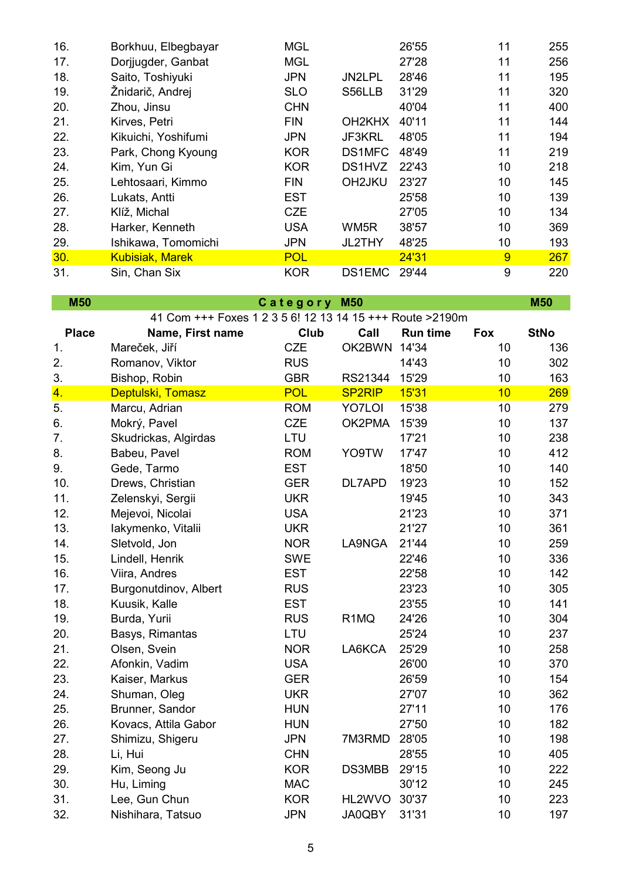| Place | Name, First name | Club | Call | Run time | Fox | StNo |
|---|---|---|---|---|---|---|
| 16. | Borkhuu, Elbegbayar | MGL | | 26'55 | 11 | 255 |
| 17. | Dorjjugder, Ganbat | MGL | | 27'28 | 11 | 256 |
| 18. | Saito, Toshiyuki | JPN | JN2LPL | 28'46 | 11 | 195 |
| 19. | Žnidarič, Andrej | SLO | S56LLB | 31'29 | 11 | 320 |
| 20. | Zhou, Jinsu | CHN | | 40'04 | 11 | 400 |
| 21. | Kirves, Petri | FIN | OH2KHX | 40'11 | 11 | 144 |
| 22. | Kikuichi, Yoshifumi | JPN | JF3KRL | 48'05 | 11 | 194 |
| 23. | Park, Chong Kyoung | KOR | DS1MFC | 48'49 | 11 | 219 |
| 24. | Kim, Yun Gi | KOR | DS1HVZ | 22'43 | 10 | 218 |
| 25. | Lehtosaari, Kimmo | FIN | OH2JKU | 23'27 | 10 | 145 |
| 26. | Lukats, Antti | EST | | 25'58 | 10 | 139 |
| 27. | Klíž, Michal | CZE | | 27'05 | 10 | 134 |
| 28. | Harker, Kenneth | USA | WM5R | 38'57 | 10 | 369 |
| 29. | Ishikawa, Tomomichi | JPN | JL2THY | 48'25 | 10 | 193 |
| 30. | Kubisiak, Marek | POL | | 24'31 | 9 | 267 |
| 31. | Sin, Chan Six | KOR | DS1EMC | 29'44 | 9 | 220 |

## M50 — Category M50 — M50

41 Com +++ Foxes 1 2 3 5 6! 12 13 14 15 +++ Route >2190m

| Place | Name, First name | Club | Call | Run time | Fox | StNo |
|---|---|---|---|---|---|---|
| 1. | Mareček, Jiří | CZE | OK2BWN | 14'34 | 10 | 136 |
| 2. | Romanov, Viktor | RUS | | 14'43 | 10 | 302 |
| 3. | Bishop, Robin | GBR | RS21344 | 15'29 | 10 | 163 |
| 4. | Deptulski, Tomasz | POL | SP2RIP | 15'31 | 10 | 269 |
| 5. | Marcu, Adrian | ROM | YO7LOI | 15'38 | 10 | 279 |
| 6. | Mokrý, Pavel | CZE | OK2PMA | 15'39 | 10 | 137 |
| 7. | Skudrickas, Algirdas | LTU | | 17'21 | 10 | 238 |
| 8. | Babeu, Pavel | ROM | YO9TW | 17'47 | 10 | 412 |
| 9. | Gede, Tarmo | EST | | 18'50 | 10 | 140 |
| 10. | Drews, Christian | GER | DL7APD | 19'23 | 10 | 152 |
| 11. | Zelenskyi, Sergii | UKR | | 19'45 | 10 | 343 |
| 12. | Mejevoi, Nicolai | USA | | 21'23 | 10 | 371 |
| 13. | Iakymenko, Vitalii | UKR | | 21'27 | 10 | 361 |
| 14. | Sletvold, Jon | NOR | LA9NGA | 21'44 | 10 | 259 |
| 15. | Lindell, Henrik | SWE | | 22'46 | 10 | 336 |
| 16. | Viira, Andres | EST | | 22'58 | 10 | 142 |
| 17. | Burgonutdinov, Albert | RUS | | 23'23 | 10 | 305 |
| 18. | Kuusik, Kalle | EST | | 23'55 | 10 | 141 |
| 19. | Burda, Yurii | RUS | R1MQ | 24'26 | 10 | 304 |
| 20. | Basys, Rimantas | LTU | | 25'24 | 10 | 237 |
| 21. | Olsen, Svein | NOR | LA6KCA | 25'29 | 10 | 258 |
| 22. | Afonkin, Vadim | USA | | 26'00 | 10 | 370 |
| 23. | Kaiser, Markus | GER | | 26'59 | 10 | 154 |
| 24. | Shuman, Oleg | UKR | | 27'07 | 10 | 362 |
| 25. | Brunner, Sandor | HUN | | 27'11 | 10 | 176 |
| 26. | Kovacs, Attila Gabor | HUN | | 27'50 | 10 | 182 |
| 27. | Shimizu, Shigeru | JPN | 7M3RMD | 28'05 | 10 | 198 |
| 28. | Li, Hui | CHN | | 28'55 | 10 | 405 |
| 29. | Kim, Seong Ju | KOR | DS3MBB | 29'15 | 10 | 222 |
| 30. | Hu, Liming | MAC | | 30'12 | 10 | 245 |
| 31. | Lee, Gun Chun | KOR | HL2WVO | 30'37 | 10 | 223 |
| 32. | Nishihara, Tatsuo | JPN | JA0QBY | 31'31 | 10 | 197 |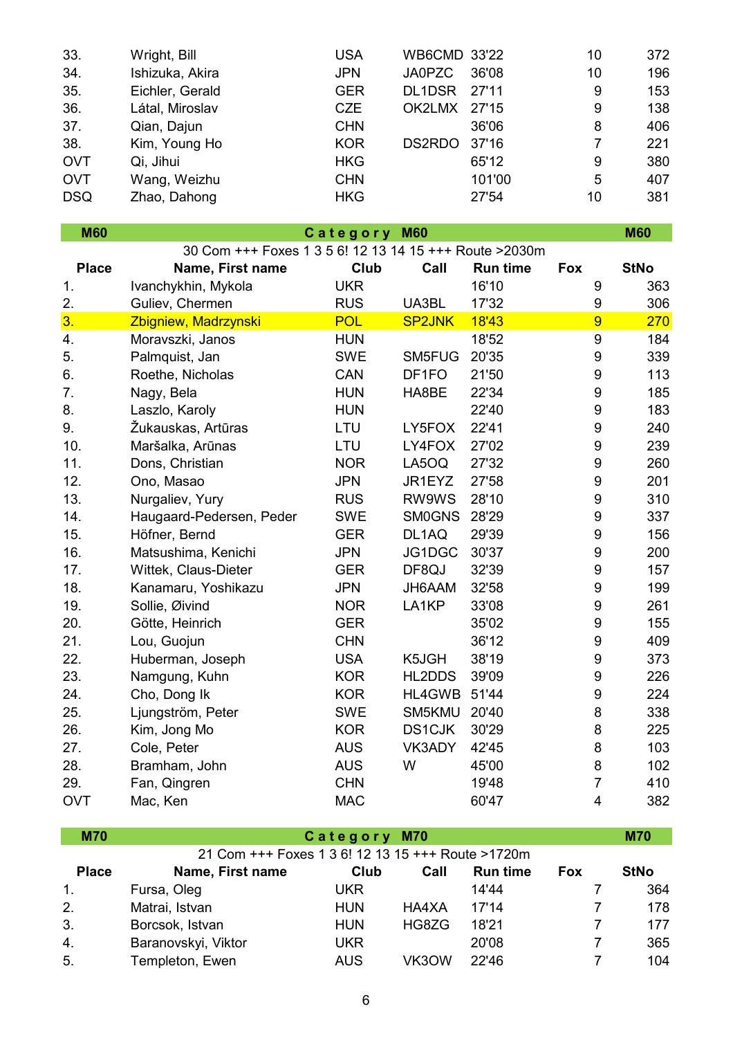| Place | Name, First name | Club | Call | Run time | Fox | StNo |
|---|---|---|---|---|---|---|
| 33. | Wright, Bill | USA | WB6CMD | 33'22 | 10 | 372 |
| 34. | Ishizuka, Akira | JPN | JA0PZC | 36'08 | 10 | 196 |
| 35. | Eichler, Gerald | GER | DL1DSR | 27'11 | 9 | 153 |
| 36. | Látal, Miroslav | CZE | OK2LMX | 27'15 | 9 | 138 |
| 37. | Qian, Dajun | CHN | | 36'06 | 8 | 406 |
| 38. | Kim, Young Ho | KOR | DS2RDO | 37'16 | 7 | 221 |
| OVT | Qi, Jihui | HKG | | 65'12 | 9 | 380 |
| OVT | Wang, Weizhu | CHN | | 101'00 | 5 | 407 |
| DSQ | Zhao, Dahong | HKG | | 27'54 | 10 | 381 |

## Category M60

30 Com +++ Foxes 1 3 5 6! 12 13 14 15 +++ Route >2030m

| Place | Name, First name | Club | Call | Run time | Fox | StNo |
|---|---|---|---|---|---|---|
| 1. | Ivanchykhin, Mykola | UKR | | 16'10 | 9 | 363 |
| 2. | Guliev, Chermen | RUS | UA3BL | 17'32 | 9 | 306 |
| 3. | Zbigniew, Madrzynski | POL | SP2JNK | 18'43 | 9 | 270 |
| 4. | Moravszki, Janos | HUN | | 18'52 | 9 | 184 |
| 5. | Palmquist, Jan | SWE | SM5FUG | 20'35 | 9 | 339 |
| 6. | Roethe, Nicholas | CAN | DF1FO | 21'50 | 9 | 113 |
| 7. | Nagy, Bela | HUN | HA8BE | 22'34 | 9 | 185 |
| 8. | Laszlo, Karoly | HUN | | 22'40 | 9 | 183 |
| 9. | Žukauskas, Artūras | LTU | LY5FOX | 22'41 | 9 | 240 |
| 10. | Maršalka, Arūnas | LTU | LY4FOX | 27'02 | 9 | 239 |
| 11. | Dons, Christian | NOR | LA5OQ | 27'32 | 9 | 260 |
| 12. | Ono, Masao | JPN | JR1EYZ | 27'58 | 9 | 201 |
| 13. | Nurgaliev, Yury | RUS | RW9WS | 28'10 | 9 | 310 |
| 14. | Haugaard-Pedersen, Peder | SWE | SM0GNS | 28'29 | 9 | 337 |
| 15. | Höfner, Bernd | GER | DL1AQ | 29'39 | 9 | 156 |
| 16. | Matsushima, Kenichi | JPN | JG1DGC | 30'37 | 9 | 200 |
| 17. | Wittek, Claus-Dieter | GER | DF8QJ | 32'39 | 9 | 157 |
| 18. | Kanamaru, Yoshikazu | JPN | JH6AAM | 32'58 | 9 | 199 |
| 19. | Sollie, Øivind | NOR | LA1KP | 33'08 | 9 | 261 |
| 20. | Götte, Heinrich | GER | | 35'02 | 9 | 155 |
| 21. | Lou, Guojun | CHN | | 36'12 | 9 | 409 |
| 22. | Huberman, Joseph | USA | K5JGH | 38'19 | 9 | 373 |
| 23. | Namgung, Kuhn | KOR | HL2DDS | 39'09 | 9 | 226 |
| 24. | Cho, Dong Ik | KOR | HL4GWB | 51'44 | 9 | 224 |
| 25. | Ljungström, Peter | SWE | SM5KMU | 20'40 | 8 | 338 |
| 26. | Kim, Jong Mo | KOR | DS1CJK | 30'29 | 8 | 225 |
| 27. | Cole, Peter | AUS | VK3ADY | 42'45 | 8 | 103 |
| 28. | Bramham, John | AUS | W | 45'00 | 8 | 102 |
| 29. | Fan, Qingren | CHN | | 19'48 | 7 | 410 |
| OVT | Mac, Ken | MAC | | 60'47 | 4 | 382 |

## Category M70

21 Com +++ Foxes 1 3 6! 12 13 15 +++ Route >1720m

| Place | Name, First name | Club | Call | Run time | Fox | StNo |
|---|---|---|---|---|---|---|
| 1. | Fursa, Oleg | UKR | | 14'44 | 7 | 364 |
| 2. | Matrai, Istvan | HUN | HA4XA | 17'14 | 7 | 178 |
| 3. | Borcsok, Istvan | HUN | HG8ZG | 18'21 | 7 | 177 |
| 4. | Baranovskyi, Viktor | UKR | | 20'08 | 7 | 365 |
| 5. | Templeton, Ewen | AUS | VK3OW | 22'46 | 7 | 104 |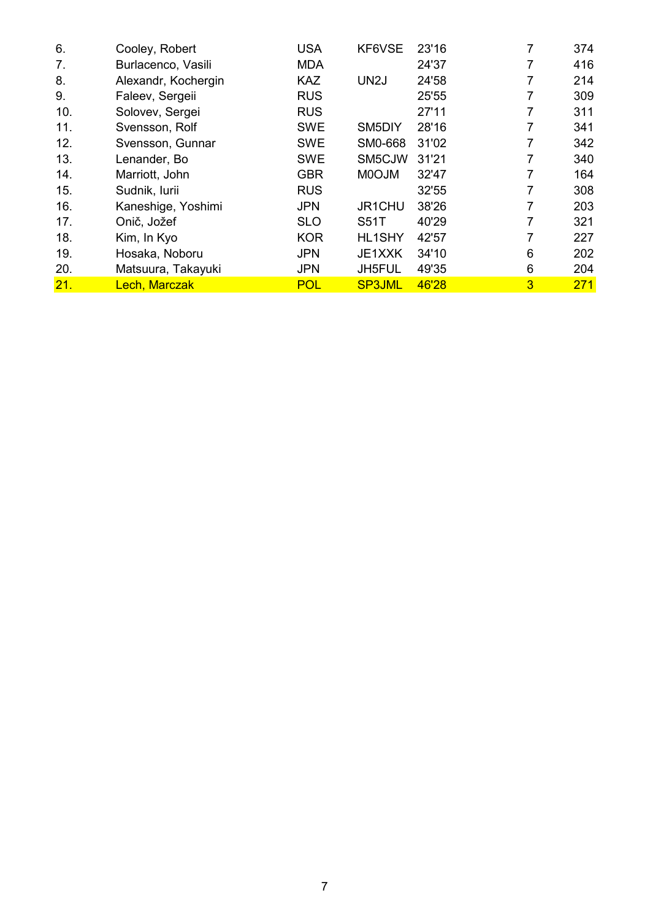| | | | | | | |
|---|---|---|---|---|---|---|
| 6. | Cooley, Robert | USA | KF6VSE | 23'16 | 7 | 374 |
| 7. | Burlacenco, Vasili | MDA | | 24'37 | 7 | 416 |
| 8. | Alexandr, Kochergin | KAZ | UN2J | 24'58 | 7 | 214 |
| 9. | Faleev, Sergeii | RUS | | 25'55 | 7 | 309 |
| 10. | Solovev, Sergei | RUS | | 27'11 | 7 | 311 |
| 11. | Svensson, Rolf | SWE | SM5DIY | 28'16 | 7 | 341 |
| 12. | Svensson, Gunnar | SWE | SM0-668 | 31'02 | 7 | 342 |
| 13. | Lenander, Bo | SWE | SM5CJW | 31'21 | 7 | 340 |
| 14. | Marriott, John | GBR | M0OJM | 32'47 | 7 | 164 |
| 15. | Sudnik, Iurii | RUS | | 32'55 | 7 | 308 |
| 16. | Kaneshige, Yoshimi | JPN | JR1CHU | 38'26 | 7 | 203 |
| 17. | Onič, Jožef | SLO | S51T | 40'29 | 7 | 321 |
| 18. | Kim, In Kyo | KOR | HL1SHY | 42'57 | 7 | 227 |
| 19. | Hosaka, Noboru | JPN | JE1XXK | 34'10 | 6 | 202 |
| 20. | Matsuura, Takayuki | JPN | JH5FUL | 49'35 | 6 | 204 |
| 21. | Lech, Marczak | POL | SP3JML | 46'28 | 3 | 271 |